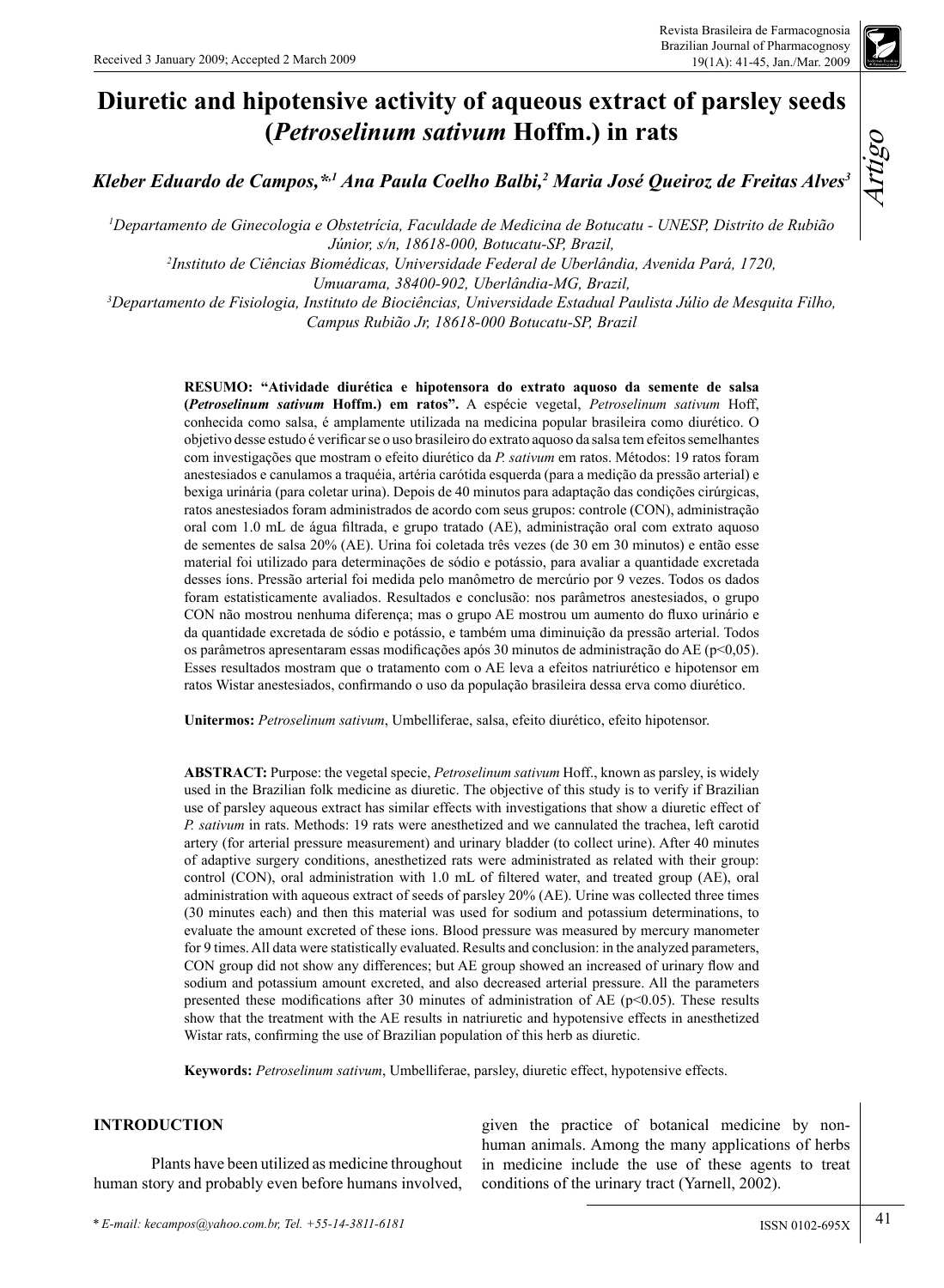# Diuretic and hipotensive activity of aqueous extract of parsley seeds (*Petroselinum sativum* Hoffm.) in rats

***Kleber Eduardo de Campos,\*[1] Ana Paula Coelho Balbi,[2] Maria José Queiroz de Freitas Alves[3]***

*[1]Departamento de Ginecologia e Obstetrícia, Faculdade de Medicina de Botucatu - UNESP, Distrito de Rubião Júnior, s/n, 18618-000, Botucatu-SP, Brazil,*

*[2]Instituto de Ciências Biomédicas, Universidade Federal de Uberlândia, Avenida Pará, 1720, Umuarama, 38400-902, Uberlândia-MG, Brazil,*

*[3]Departamento de Fisiologia, Instituto de Biociências, Universidade Estadual Paulista Júlio de Mesquita Filho, Campus Rubião Jr, 18618-000 Botucatu-SP, Brazil*

Received 3 January 2009; Accepted 2 March 2009

**RESUMO: "Atividade diurética e hipotensora do extrato aquoso da semente de salsa (*Petroselinum sativum* Hoffm.) em ratos".** A espécie vegetal, *Petroselinum sativum* Hoff, conhecida como salsa, é amplamente utilizada na medicina popular brasileira como diurético. O objetivo desse estudo é verificar se o uso brasileiro do extrato aquoso da salsa tem efeitos semelhantes com investigações que mostram o efeito diurético da *P. sativum* em ratos. Métodos: 19 ratos foram anestesiados e canulamos a traquéia, artéria carótida esquerda (para a medição da pressão arterial) e bexiga urinária (para coletar urina). Depois de 40 minutos para adaptação das condições cirúrgicas, ratos anestesiados foram administrados de acordo com seus grupos: controle (CON), administração oral com 1.0 mL de água filtrada, e grupo tratado (AE), administração oral com extrato aquoso de sementes de salsa 20% (AE). Urina foi coletada três vezes (de 30 em 30 minutos) e então esse material foi utilizado para determinações de sódio e potássio, para avaliar a quantidade excretada desses íons. Pressão arterial foi medida pelo manômetro de mercúrio por 9 vezes. Todos os dados foram estatisticamente avaliados. Resultados e conclusão: nos parâmetros anestesiados, o grupo CON não mostrou nenhuma diferença; mas o grupo AE mostrou um aumento do fluxo urinário e da quantidade excretada de sódio e potássio, e também uma diminuição da pressão arterial. Todos os parâmetros apresentaram essas modificações após 30 minutos de administração do AE ($p<0,05$). Esses resultados mostram que o tratamento com o AE leva a efeitos natriurético e hipotensor em ratos Wistar anestesiados, confirmando o uso da população brasileira dessa erva como diurético.

**Unitermos:** *Petroselinum sativum*, Umbelliferae, salsa, efeito diurético, efeito hipotensor.

**ABSTRACT:** Purpose: the vegetal specie, *Petroselinum sativum* Hoff., known as parsley, is widely used in the Brazilian folk medicine as diuretic. The objective of this study is to verify if Brazilian use of parsley aqueous extract has similar effects with investigations that show a diuretic effect of *P. sativum* in rats. Methods: 19 rats were anesthetized and we cannulated the trachea, left carotid artery (for arterial pressure measurement) and urinary bladder (to collect urine). After 40 minutes of adaptive surgery conditions, anesthetized rats were administrated as related with their group: control (CON), oral administration with 1.0 mL of filtered water, and treated group (AE), oral administration with aqueous extract of seeds of parsley 20% (AE). Urine was collected three times (30 minutes each) and then this material was used for sodium and potassium determinations, to evaluate the amount excreted of these ions. Blood pressure was measured by mercury manometer for 9 times. All data were statistically evaluated. Results and conclusion: in the analyzed parameters, CON group did not show any differences; but AE group showed an increased of urinary flow and sodium and potassium amount excreted, and also decreased arterial pressure. All the parameters presented these modifications after 30 minutes of administration of AE ($p<0.05$). These results show that the treatment with the AE results in natriuretic and hypotensive effects in anesthetized Wistar rats, confirming the use of Brazilian population of this herb as diuretic.

**Keywords:** *Petroselinum sativum*, Umbelliferae, parsley, diuretic effect, hypotensive effects.

## INTRODUCTION

Plants have been utilized as medicine throughout human story and probably even before humans involved, given the practice of botanical medicine by non-human animals. Among the many applications of herbs in medicine include the use of these agents to treat conditions of the urinary tract (Yarnell, 2002).

\* *E-mail: kecampos@yahoo.com.br, Tel. +55-14-3811-6181*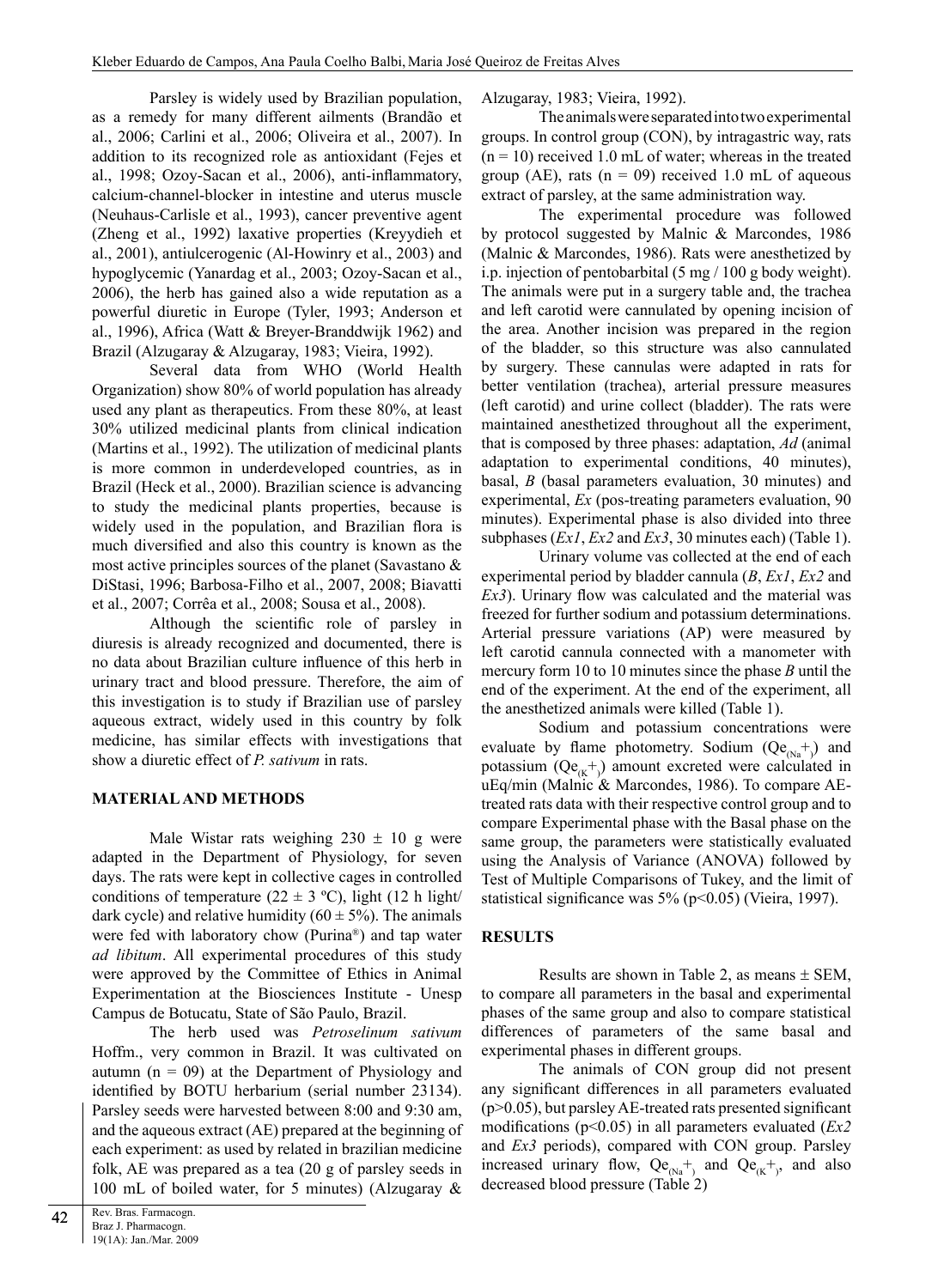Parsley is widely used by Brazilian population, as a remedy for many different ailments (Brandão et al., 2006; Carlini et al., 2006; Oliveira et al., 2007). In addition to its recognized role as antioxidant (Fejes et al., 1998; Ozoy-Sacan et al., 2006), anti-inflammatory, calcium-channel-blocker in intestine and uterus muscle (Neuhaus-Carlisle et al., 1993), cancer preventive agent (Zheng et al., 1992) laxative properties (Kreydieh et al., 2001), antiulcerogenic (Al-Howinry et al., 2003) and hypoglycemic (Yanardag et al., 2003; Ozoy-Sacan et al., 2006), the herb has gained also a wide reputation as a powerful diuretic in Europe (Tyler, 1993; Anderson et al., 1996), Africa (Watt & Breyer-Branddwijk 1962) and Brazil (Alzugaray & Alzugaray, 1983; Vieira, 1992).

Several data from WHO (World Health Organization) show 80% of world population has already used any plant as therapeutics. From these 80%, at least 30% utilized medicinal plants from clinical indication (Martins et al., 1992). The utilization of medicinal plants is more common in underdeveloped countries, as in Brazil (Heck et al., 2000). Brazilian science is advancing to study the medicinal plants properties, because is widely used in the population, and Brazilian flora is much diversified and also this country is known as the most active principles sources of the planet (Savastano & DiStasi, 1996; Barbosa-Filho et al., 2007, 2008; Biavatti et al., 2007; Corrêa et al., 2008; Sousa et al., 2008).

Although the scientific role of parsley in diuresis is already recognized and documented, there is no data about Brazilian culture influence of this herb in urinary tract and blood pressure. Therefore, the aim of this investigation is to study if Brazilian use of parsley aqueous extract, widely used in this country by folk medicine, has similar effects with investigations that show a diuretic effect of *P. sativum* in rats.

## MATERIAL AND METHODS

Male Wistar rats weighing 230 ± 10 g were adapted in the Department of Physiology, for seven days. The rats were kept in collective cages in controlled conditions of temperature (22 ± 3 ºC), light (12 h light/dark cycle) and relative humidity (60 ± 5%). The animals were fed with laboratory chow (Purina®) and tap water *ad libitum*. All experimental procedures of this study were approved by the Committee of Ethics in Animal Experimentation at the Biosciences Institute - Unesp Campus de Botucatu, State of São Paulo, Brazil.

The herb used was *Petroselinum sativum* Hoffm., very common in Brazil. It was cultivated on autumn (n = 09) at the Department of Physiology and identified by BOTU herbarium (serial number 23134). Parsley seeds were harvested between 8:00 and 9:30 am, and the aqueous extract (AE) prepared at the beginning of each experiment: as used by related in brazilian medicine folk, AE was prepared as a tea (20 g of parsley seeds in 100 mL of boiled water, for 5 minutes) (Alzugaray & Alzugaray, 1983; Vieira, 1992).

The animals were separated into two experimental groups. In control group (CON), by intragastric way, rats (n = 10) received 1.0 mL of water; whereas in the treated group (AE), rats (n = 09) received 1.0 mL of aqueous extract of parsley, at the same administration way.

The experimental procedure was followed by protocol suggested by Malnic & Marcondes, 1986 (Malnic & Marcondes, 1986). Rats were anesthetized by i.p. injection of pentobarbital (5 mg / 100 g body weight). The animals were put in a surgery table and, the trachea and left carotid were cannulated by opening incision of the area. Another incision was prepared in the region of the bladder, so this structure was also cannulated by surgery. These cannulas were adapted in rats for better ventilation (trachea), arterial pressure measures (left carotid) and urine collect (bladder). The rats were maintained anesthetized throughout all the experiment, that is composed by three phases: adaptation, *Ad* (animal adaptation to experimental conditions, 40 minutes), basal, *B* (basal parameters evaluation, 30 minutes) and experimental, *Ex* (pos-treating parameters evaluation, 90 minutes). Experimental phase is also divided into three subphases (*Ex1*, *Ex2* and *Ex3*, 30 minutes each) (Table 1).

Urinary volume vas collected at the end of each experimental period by bladder cannula (*B*, *Ex1*, *Ex2* and *Ex3*). Urinary flow was calculated and the material was freezed for further sodium and potassium determinations. Arterial pressure variations (AP) were measured by left carotid cannula connected with a manometer with mercury form 10 to 10 minutes since the phase *B* until the end of the experiment. At the end of the experiment, all the anesthetized animals were killed (Table 1).

Sodium and potassium concentrations were evaluate by flame photometry. Sodium ($Qe_{(Na^+)}$) and potassium ($Qe_{(K^+)}$) amount excreted were calculated in uEq/min (Malnic & Marcondes, 1986). To compare AE-treated rats data with their respective control group and to compare Experimental phase with the Basal phase on the same group, the parameters were statistically evaluated using the Analysis of Variance (ANOVA) followed by Test of Multiple Comparisons of Tukey, and the limit of statistical significance was 5% ($p<0.05$) (Vieira, 1997).

## RESULTS

Results are shown in Table 2, as means ± SEM, to compare all parameters in the basal and experimental phases of the same group and also to compare statistical differences of parameters of the same basal and experimental phases in different groups.

The animals of CON group did not present any significant differences in all parameters evaluated ($p>0.05$), but parsley AE-treated rats presented significant modifications ($p<0.05$) in all parameters evaluated (*Ex2* and *Ex3* periods), compared with CON group. Parsley increased urinary flow, $Qe_{(Na^+)}$ and $Qe_{(K^+)}$, and also decreased blood pressure (Table 2)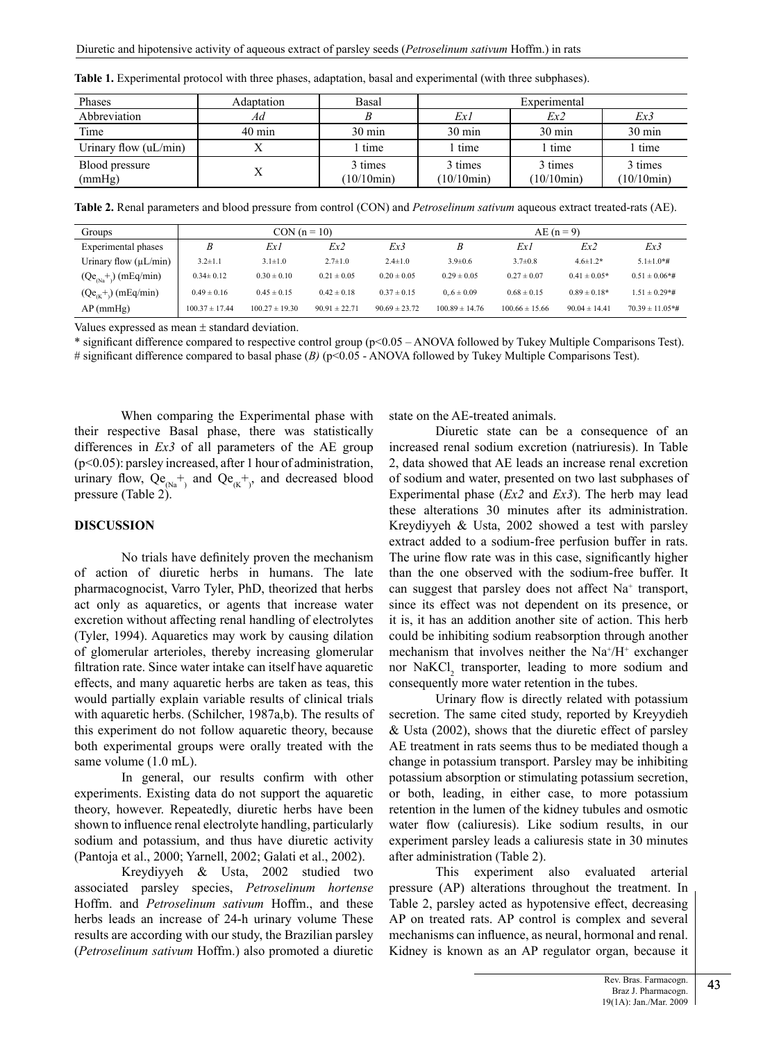**Table 1.** Experimental protocol with three phases, adaptation, basal and experimental (with three subphases).

| Phases | Adaptation | Basal | Experimental | | |
|---|---|---|---|---|---|
| Abbreviation | *Ad* | *B* | *Ex1* | *Ex2* | *Ex3* |
| Time | 40 min | 30 min | 30 min | 30 min | 30 min |
| Urinary flow (uL/min) | X | 1 time | 1 time | 1 time | 1 time |
| Blood pressure (mmHg) | X | 3 times (10/10min) | 3 times (10/10min) | 3 times (10/10min) | 3 times (10/10min) |

**Table 2.** Renal parameters and blood pressure from control (CON) and *Petroselinum sativum* aqueous extract treated-rats (AE).

| Groups | CON (n = 10) | | | | AE (n = 9) | | | |
|---|---|---|---|---|---|---|---|---|
| Experimental phases | *B* | *Ex1* | *Ex2* | *Ex3* | *B* | *Ex1* | *Ex2* | *Ex3* |
| Urinary flow (µL/min) | 3.2±1.1 | 3.1±1.0 | 2.7±1.0 | 2.4±1.0 | 3.9±0.6 | 3.7±0.8 | 4.6±1.2* | 5.1±1.0*# |
| ($Qe_{(Na^+)}$) (mEq/min) | 0.34± 0.12 | 0.30 ± 0.10 | 0.21 ± 0.05 | 0.20 ± 0.05 | 0.29 ± 0.05 | 0.27 ± 0.07 | 0.41 ± 0.05* | 0.51 ± 0.06*# |
| ($Qe_{(K^+)}$) (mEq/min) | 0.49 ± 0.16 | 0.45 ± 0.15 | 0.42 ± 0.18 | 0.37 ± 0.15 | 0,.6 ± 0.09 | 0.68 ± 0.15 | 0.89 ± 0.18* | 1.51 ± 0.29*# |
| AP (mmHg) | 100.37 ± 17.44 | 100.27 ± 19.30 | 90.91 ± 22.71 | 90.69 ± 23.72 | 100.89 ± 14.76 | 100.66 ± 15.66 | 90.04 ± 14.41 | 70.39 ± 11.05*# |

Values expressed as mean ± standard deviation.

\* significant difference compared to respective control group ($p<0.05$ – ANOVA followed by Tukey Multiple Comparisons Test).

\# significant difference compared to basal phase (*B*) ($p<0.05$ - ANOVA followed by Tukey Multiple Comparisons Test).

When comparing the Experimental phase with their respective Basal phase, there was statistically differences in *Ex3* of all parameters of the AE group ($p<0.05$): parsley increased, after 1 hour of administration, urinary flow, $Qe_{(Na^+)}$ and $Qe_{(K^+)}$, and decreased blood pressure (Table 2).

## DISCUSSION

No trials have definitely proven the mechanism of action of diuretic herbs in humans. The late pharmacognocist, Varro Tyler, PhD, theorized that herbs act only as aquaretics, or agents that increase water excretion without affecting renal handling of electrolytes (Tyler, 1994). Aquaretics may work by causing dilation of glomerular arterioles, thereby increasing glomerular filtration rate. Since water intake can itself have aquaretic effects, and many aquaretic herbs are taken as teas, this would partially explain variable results of clinical trials with aquaretic herbs. (Schilcher, 1987a,b). The results of this experiment do not follow aquaretic theory, because both experimental groups were orally treated with the same volume (1.0 mL).

In general, our results confirm with other experiments. Existing data do not support the aquaretic theory, however. Repeatedly, diuretic herbs have been shown to influence renal electrolyte handling, particularly sodium and potassium, and thus have diuretic activity (Pantoja et al., 2000; Yarnell, 2002; Galati et al., 2002).

Kreydiyyeh & Usta, 2002 studied two associated parsley species, *Petroselinum hortense* Hoffm. and *Petroselinum sativum* Hoffm., and these herbs leads an increase of 24-h urinary volume These results are according with our study, the Brazilian parsley (*Petroselinum sativum* Hoffm.) also promoted a diuretic state on the AE-treated animals.

Diuretic state can be a consequence of an increased renal sodium excretion (natriuresis). In Table 2, data showed that AE leads an increase renal excretion of sodium and water, presented on two last subphases of Experimental phase (*Ex2* and *Ex3*). The herb may lead these alterations 30 minutes after its administration. Kreydiyyeh & Usta, 2002 showed a test with parsley extract added to a sodium-free perfusion buffer in rats. The urine flow rate was in this case, significantly higher than the one observed with the sodium-free buffer. It can suggest that parsley does not affect $Na^+$ transport, since its effect was not dependent on its presence, or it is, it has an addition another site of action. This herb could be inhibiting sodium reabsorption through another mechanism that involves neither the $Na^+/H^+$ exchanger nor $NaKCl_2$ transporter, leading to more sodium and consequently more water retention in the tubes.

Urinary flow is directly related with potassium secretion. The same cited study, reported by Kreyydieh & Usta (2002), shows that the diuretic effect of parsley AE treatment in rats seems thus to be mediated though a change in potassium transport. Parsley may be inhibiting potassium absorption or stimulating potassium secretion, or both, leading, in either case, to more potassium retention in the lumen of the kidney tubules and osmotic water flow (caliuresis). Like sodium results, in our experiment parsley leads a caliuresis state in 30 minutes after administration (Table 2).

This experiment also evaluated arterial pressure (AP) alterations throughout the treatment. In Table 2, parsley acted as hypotensive effect, decreasing AP on treated rats. AP control is complex and several mechanisms can influence, as neural, hormonal and renal. Kidney is known as an AP regulator organ, because it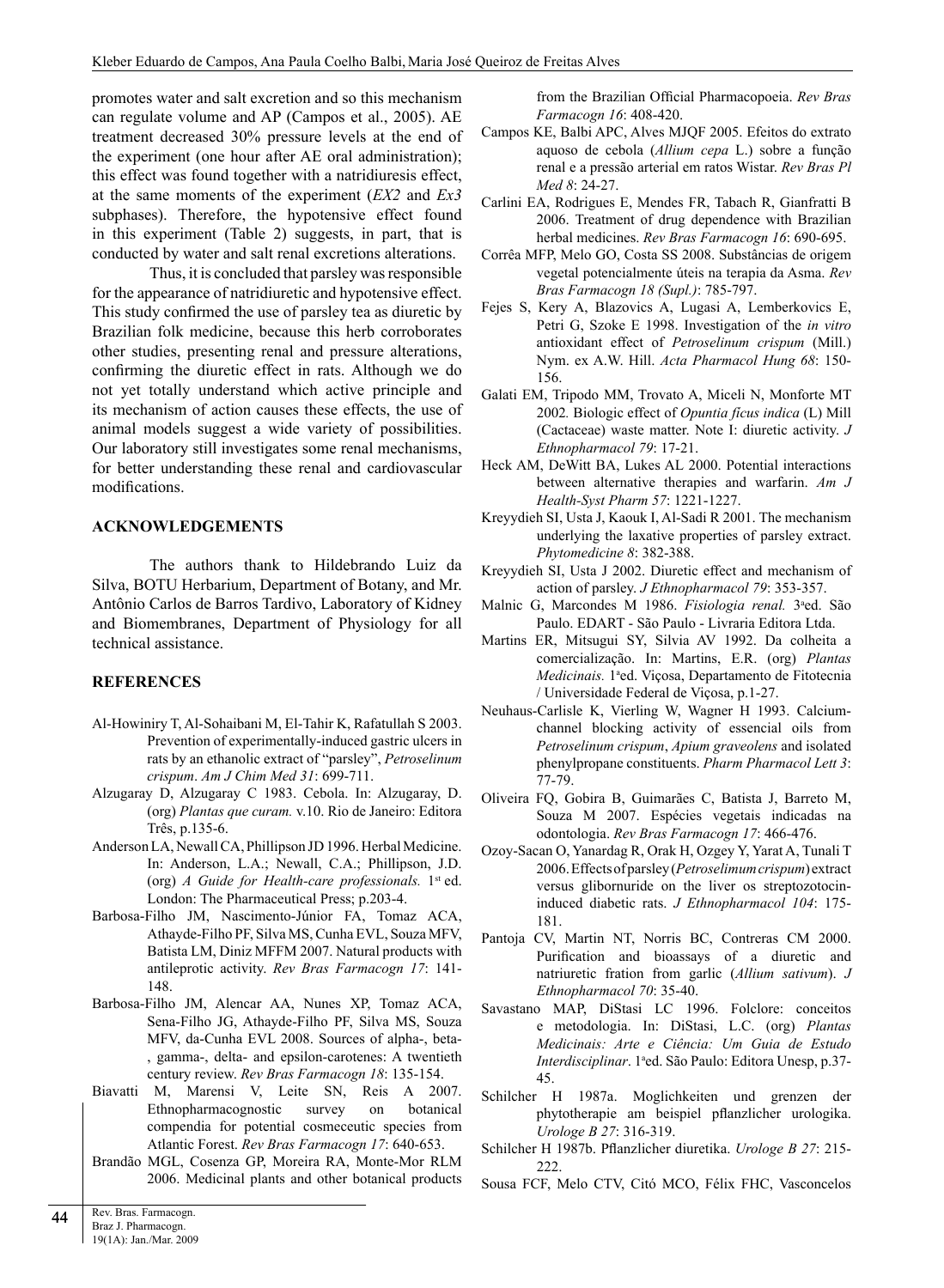promotes water and salt excretion and so this mechanism can regulate volume and AP (Campos et al., 2005). AE treatment decreased 30% pressure levels at the end of the experiment (one hour after AE oral administration); this effect was found together with a natridiuresis effect, at the same moments of the experiment (*EX2* and *Ex3* subphases). Therefore, the hypotensive effect found in this experiment (Table 2) suggests, in part, that is conducted by water and salt renal excretions alterations.

Thus, it is concluded that parsley was responsible for the appearance of natridiuretic and hypotensive effect. This study confirmed the use of parsley tea as diuretic by Brazilian folk medicine, because this herb corroborates other studies, presenting renal and pressure alterations, confirming the diuretic effect in rats. Although we do not yet totally understand which active principle and its mechanism of action causes these effects, the use of animal models suggest a wide variety of possibilities. Our laboratory still investigates some renal mechanisms, for better understanding these renal and cardiovascular modifications.

## ACKNOWLEDGEMENTS

The authors thank to Hildebrando Luiz da Silva, BOTU Herbarium, Department of Botany, and Mr. Antônio Carlos de Barros Tardivo, Laboratory of Kidney and Biomembranes, Department of Physiology for all technical assistance.

## REFERENCES

Al-Howiniry T, Al-Sohaibani M, El-Tahir K, Rafatullah S 2003. Prevention of experimentally-induced gastric ulcers in rats by an ethanolic extract of "parsley", *Petroselinum crispum*. *Am J Chim Med 31*: 699-711.

Alzugaray D, Alzugaray C 1983. Cebola. In: Alzugaray, D. (org) *Plantas que curam.* v.10. Rio de Janeiro: Editora Três, p.135-6.

Anderson LA, Newall CA, Phillipson JD 1996. Herbal Medicine. In: Anderson, L.A.; Newall, C.A.; Phillipson, J.D. (org) *A Guide for Health-care professionals.* 1st ed. London: The Pharmaceutical Press; p.203-4.

Barbosa-Filho JM, Nascimento-Júnior FA, Tomaz ACA, Athayde-Filho PF, Silva MS, Cunha EVL, Souza MFV, Batista LM, Diniz MFFM 2007. Natural products with antileprotic activity. *Rev Bras Farmacogn 17*: 141-148.

Barbosa-Filho JM, Alencar AA, Nunes XP, Tomaz ACA, Sena-Filho JG, Athayde-Filho PF, Silva MS, Souza MFV, da-Cunha EVL 2008. Sources of alpha-, beta-, gamma-, delta- and epsilon-carotenes: A twentieth century review. *Rev Bras Farmacogn 18*: 135-154.

Biavatti M, Marensi V, Leite SN, Reis A 2007. Ethnopharmacognostic survey on botanical compendia for potential cosmeceutic species from Atlantic Forest. *Rev Bras Farmacogn 17*: 640-653.

Brandão MGL, Cosenza GP, Moreira RA, Monte-Mor RLM 2006. Medicinal plants and other botanical products from the Brazilian Official Pharmacopoeia. *Rev Bras Farmacogn 16*: 408-420.

Campos KE, Balbi APC, Alves MJQF 2005. Efeitos do extrato aquoso de cebola (*Allium cepa* L.) sobre a função renal e a pressão arterial em ratos Wistar. *Rev Bras Pl Med 8*: 24-27.

Carlini EA, Rodrigues E, Mendes FR, Tabach R, Gianfratti B 2006. Treatment of drug dependence with Brazilian herbal medicines. *Rev Bras Farmacogn 16*: 690-695.

Corrêa MFP, Melo GO, Costa SS 2008. Substâncias de origem vegetal potencialmente úteis na terapia da Asma. *Rev Bras Farmacogn 18 (Supl.)*: 785-797.

Fejes S, Kery A, Blazovics A, Lugasi A, Lemberkovics E, Petri G, Szoke E 1998. Investigation of the *in vitro* antioxidant effect of *Petroselinum crispum* (Mill.) Nym. ex A.W. Hill. *Acta Pharmacol Hung 68*: 150-156.

Galati EM, Tripodo MM, Trovato A, Miceli N, Monforte MT 2002. Biologic effect of *Opuntia ficus indica* (L) Mill (Cactaceae) waste matter. Note I: diuretic activity. *J Ethnopharmacol 79*: 17-21.

Heck AM, DeWitt BA, Lukes AL 2000. Potential interactions between alternative therapies and warfarin. *Am J Health-Syst Pharm 57*: 1221-1227.

Kreyydieh SI, Usta J, Kaouk I, Al-Sadi R 2001. The mechanism underlying the laxative properties of parsley extract. *Phytomedicine 8*: 382-388.

Kreyydieh SI, Usta J 2002. Diuretic effect and mechanism of action of parsley. *J Ethnopharmacol 79*: 353-357.

Malnic G, Marcondes M 1986. *Fisiologia renal.* 3ªed. São Paulo. EDART - São Paulo - Livraria Editora Ltda.

Martins ER, Mitsugui SY, Silvia AV 1992. Da colheita a comercialização. In: Martins, E.R. (org) *Plantas Medicinais.* 1ªed. Viçosa, Departamento de Fitotecnia / Universidade Federal de Viçosa, p.1-27.

Neuhaus-Carlisle K, Vierling W, Wagner H 1993. Calcium-channel blocking activity of essencial oils from *Petroselinum crispum*, *Apium graveolens* and isolated phenylpropane constituents. *Pharm Pharmacol Lett 3*: 77-79.

Oliveira FQ, Gobira B, Guimarães C, Batista J, Barreto M, Souza M 2007. Espécies vegetais indicadas na odontologia. *Rev Bras Farmacogn 17*: 466-476.

Ozoy-Sacan O, Yanardag R, Orak H, Ozgey Y, Yarat A, Tunali T 2006. Effects of parsley (*Petroselimum crispum*) extract versus glibornuride on the liver os streptozotocin-induced diabetic rats. *J Ethnopharmacol 104*: 175-181.

Pantoja CV, Martin NT, Norris BC, Contreras CM 2000. Purification and bioassays of a diuretic and natriuretic fration from garlic (*Allium sativum*). *J Ethnopharmacol 70*: 35-40.

Savastano MAP, DiStasi LC 1996. Folclore: conceitos e metodologia. In: DiStasi, L.C. (org) *Plantas Medicinais: Arte e Ciência: Um Guia de Estudo Interdisciplinar*. 1ªed. São Paulo: Editora Unesp, p.37-45.

Schilcher H 1987a. Moglichkeiten und grenzen der phytotherapie am beispiel pflanzlicher urologika. *Urologe B 27*: 316-319.

Schilcher H 1987b. Pflanzlicher diuretika. *Urologe B 27*: 215-222.

Sousa FCF, Melo CTV, Citó MCO, Félix FHC, Vasconcelos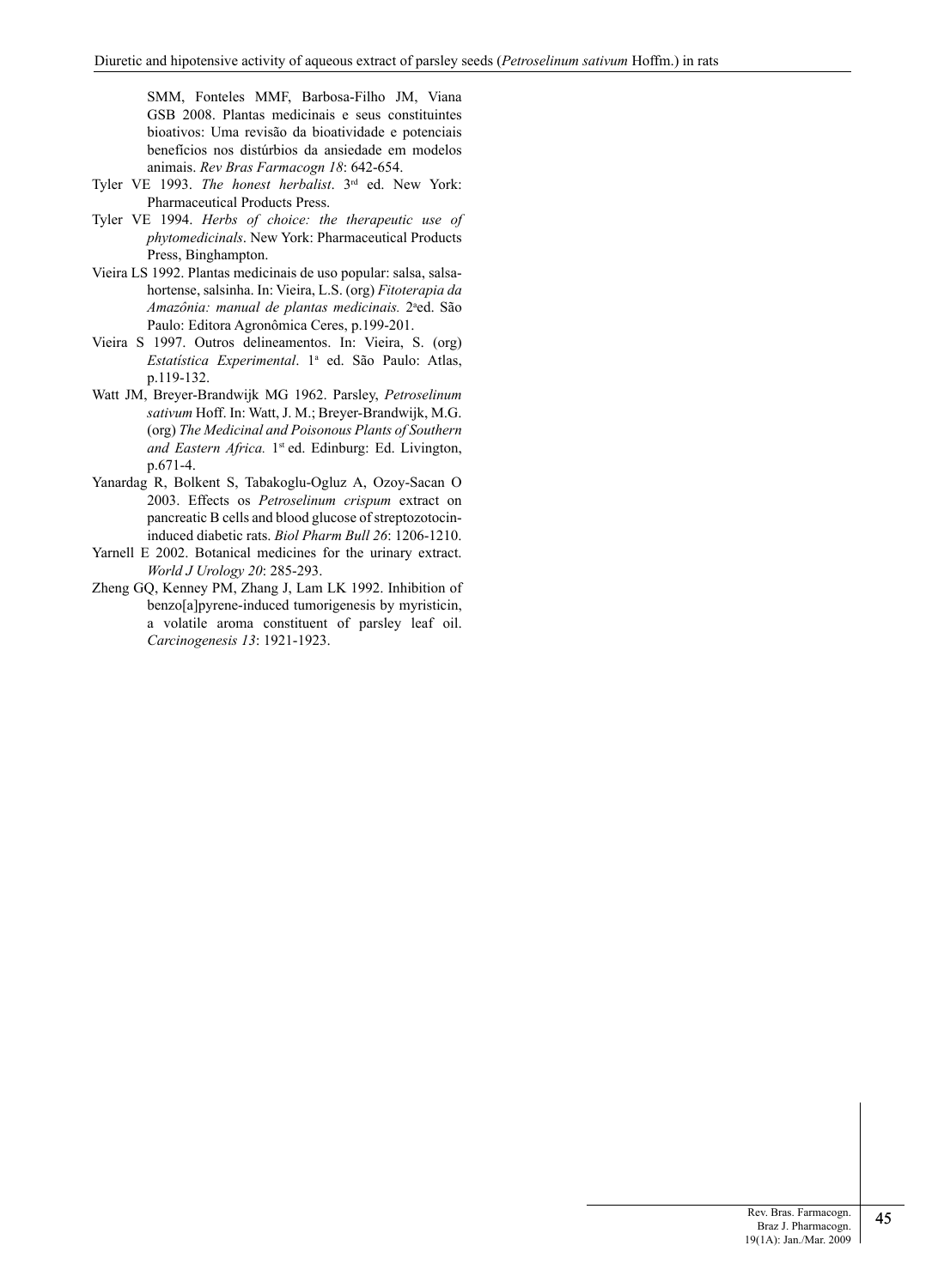SMM, Fonteles MMF, Barbosa-Filho JM, Viana GSB 2008. Plantas medicinais e seus constituintes bioativos: Uma revisão da bioatividade e potenciais benefícios nos distúrbios da ansiedade em modelos animais. *Rev Bras Farmacogn 18*: 642-654.

Tyler VE 1993. *The honest herbalist*. 3rd ed. New York: Pharmaceutical Products Press.

Tyler VE 1994. *Herbs of choice: the therapeutic use of phytomedicinals*. New York: Pharmaceutical Products Press, Binghampton.

Vieira LS 1992. Plantas medicinais de uso popular: salsa, salsa-hortense, salsinha. In: Vieira, L.S. (org) *Fitoterapia da Amazônia: manual de plantas medicinais.* 2aed. São Paulo: Editora Agronômica Ceres, p.199-201.

Vieira S 1997. Outros delineamentos. In: Vieira, S. (org) *Estatística Experimental*. 1a ed. São Paulo: Atlas, p.119-132.

Watt JM, Breyer-Brandwijk MG 1962. Parsley, *Petroselinum sativum* Hoff. In: Watt, J. M.; Breyer-Brandwijk, M.G. (org) *The Medicinal and Poisonous Plants of Southern and Eastern Africa.* 1st ed. Edinburg: Ed. Livington, p.671-4.

Yanardag R, Bolkent S, Tabakoglu-Ogluz A, Ozoy-Sacan O 2003. Effects os *Petroselinum crispum* extract on pancreatic B cells and blood glucose of streptozotocin-induced diabetic rats. *Biol Pharm Bull 26*: 1206-1210.

Yarnell E 2002. Botanical medicines for the urinary extract. *World J Urology 20*: 285-293.

Zheng GQ, Kenney PM, Zhang J, Lam LK 1992. Inhibition of benzo[a]pyrene-induced tumorigenesis by myristicin, a volatile aroma constituent of parsley leaf oil. *Carcinogenesis 13*: 1921-1923.